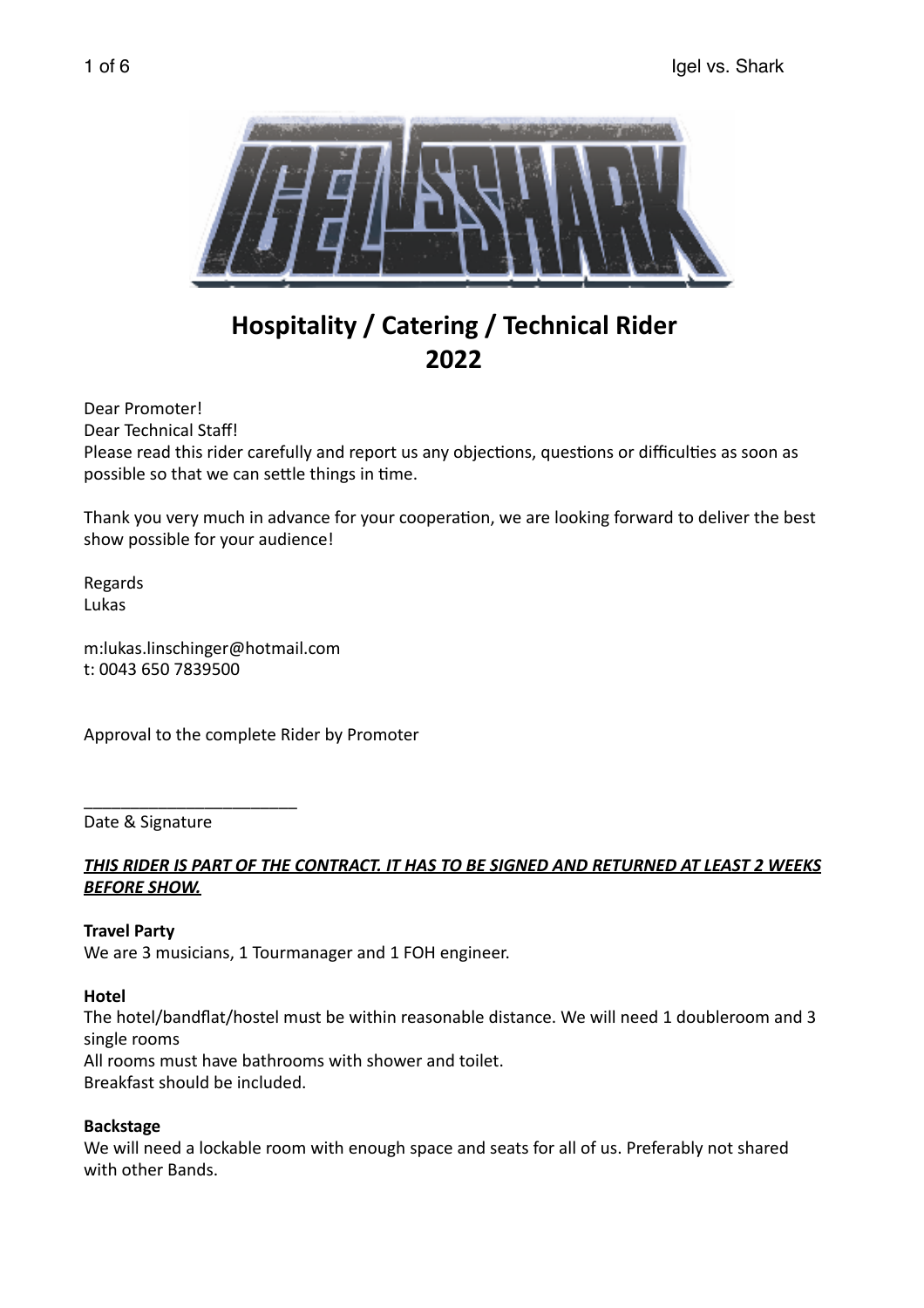# Hospitality / Catering / Technical Rider 2022

Dear Promoter!
Dear Technical Staff!
Please read this rider carefully and report us any objections, questions or difficulties as soon as possible so that we can settle things in time.

Thank you very much in advance for your cooperation, we are looking forward to deliver the best show possible for your audience!

Regards
Lukas

m:lukas.linschinger@hotmail.com
t: 0043 650 7839500

Approval to the complete Rider by Promoter

\_\_\_\_\_\_\_\_\_\_\_\_\_\_\_\_\_\_\_\_\_\_\_\_
Date & Signature

***THIS RIDER IS PART OF THE CONTRACT. IT HAS TO BE SIGNED AND RETURNED AT LEAST 2 WEEKS BEFORE SHOW.***

**Travel Party**
We are 3 musicians, 1 Tourmanager and 1 FOH engineer.

**Hotel**
The hotel/bandflat/hostel must be within reasonable distance. We will need 1 doubleroom and 3 single rooms
All rooms must have bathrooms with shower and toilet.
Breakfast should be included.

**Backstage**
We will need a lockable room with enough space and seats for all of us. Preferably not shared with other Bands.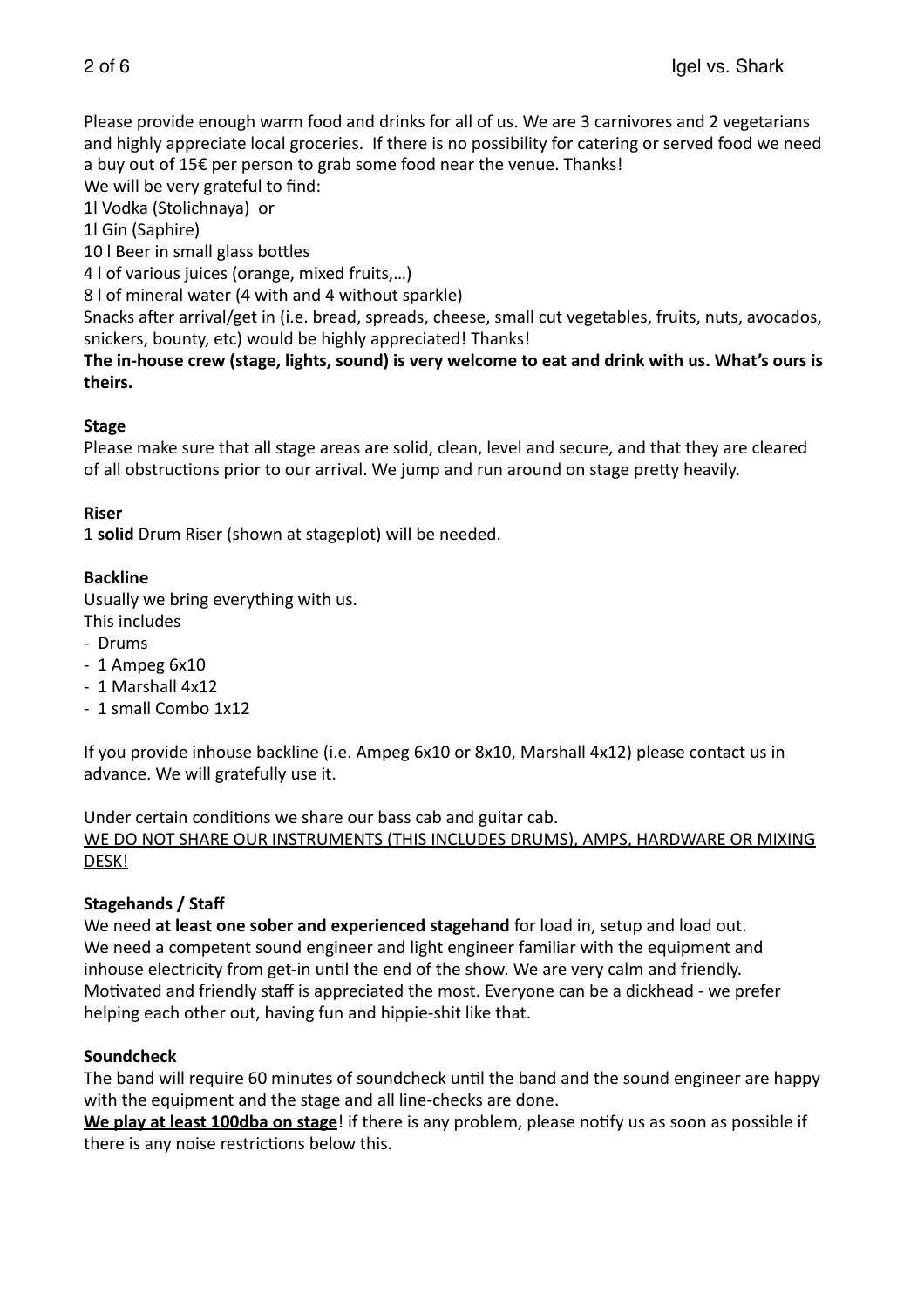Please provide enough warm food and drinks for all of us. We are 3 carnivores and 2 vegetarians and highly appreciate local groceries. If there is no possibility for catering or served food we need a buy out of 15€ per person to grab some food near the venue. Thanks!
We will be very grateful to find:
1l Vodka (Stolichnaya) or
1l Gin (Saphire)
10 l Beer in small glass bottles
4 l of various juices (orange, mixed fruits,…)
8 l of mineral water (4 with and 4 without sparkle)
Snacks after arrival/get in (i.e. bread, spreads, cheese, small cut vegetables, fruits, nuts, avocados, snickers, bounty, etc) would be highly appreciated! Thanks!
**The in-house crew (stage, lights, sound) is very welcome to eat and drink with us. What's ours is theirs.**

**Stage**
Please make sure that all stage areas are solid, clean, level and secure, and that they are cleared of all obstructions prior to our arrival. We jump and run around on stage pretty heavily.

**Riser**
1 **solid** Drum Riser (shown at stageplot) will be needed.

**Backline**
Usually we bring everything with us.
This includes
- Drums
- 1 Ampeg 6x10
- 1 Marshall 4x12
- 1 small Combo 1x12

If you provide inhouse backline (i.e. Ampeg 6x10 or 8x10, Marshall 4x12) please contact us in advance. We will gratefully use it.

Under certain conditions we share our bass cab and guitar cab.
<u>WE DO NOT SHARE OUR INSTRUMENTS (THIS INCLUDES DRUMS), AMPS, HARDWARE OR MIXING DESK!</u>

**Stagehands / Staff**
We need **at least one sober and experienced stagehand** for load in, setup and load out.
We need a competent sound engineer and light engineer familiar with the equipment and inhouse electricity from get-in until the end of the show. We are very calm and friendly. Motivated and friendly staff is appreciated the most. Everyone can be a dickhead - we prefer helping each other out, having fun and hippie-shit like that.

**Soundcheck**
The band will require 60 minutes of soundcheck until the band and the sound engineer are happy with the equipment and the stage and all line-checks are done.
**<u>We play at least 100dba on stage</u>**! if there is any problem, please notify us as soon as possible if there is any noise restrictions below this.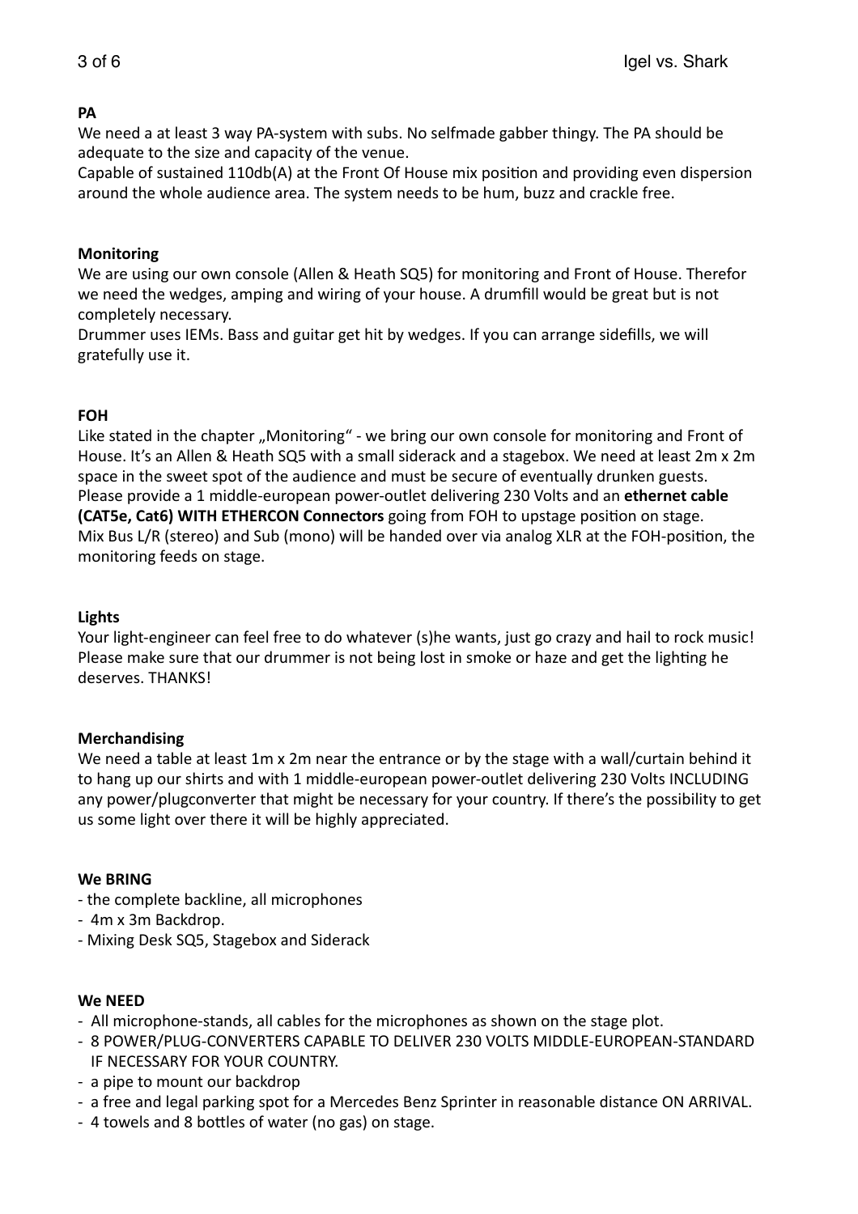**PA**

We need a at least 3 way PA-system with subs. No selfmade gabber thingy. The PA should be adequate to the size and capacity of the venue.

Capable of sustained 110db(A) at the Front Of House mix position and providing even dispersion around the whole audience area. The system needs to be hum, buzz and crackle free.

**Monitoring**

We are using our own console (Allen & Heath SQ5) for monitoring and Front of House. Therefor we need the wedges, amping and wiring of your house. A drumfill would be great but is not completely necessary.

Drummer uses IEMs. Bass and guitar get hit by wedges. If you can arrange sidefills, we will gratefully use it.

**FOH**

Like stated in the chapter „Monitoring" - we bring our own console for monitoring and Front of House. It's an Allen & Heath SQ5 with a small siderack and a stagebox. We need at least 2m x 2m space in the sweet spot of the audience and must be secure of eventually drunken guests.

Please provide a 1 middle-european power-outlet delivering 230 Volts and an **ethernet cable (CAT5e, Cat6) WITH ETHERCON Connectors** going from FOH to upstage position on stage.

Mix Bus L/R (stereo) and Sub (mono) will be handed over via analog XLR at the FOH-position, the monitoring feeds on stage.

**Lights**

Your light-engineer can feel free to do whatever (s)he wants, just go crazy and hail to rock music! Please make sure that our drummer is not being lost in smoke or haze and get the lighting he deserves. THANKS!

**Merchandising**

We need a table at least 1m x 2m near the entrance or by the stage with a wall/curtain behind it to hang up our shirts and with 1 middle-european power-outlet delivering 230 Volts INCLUDING any power/plugconverter that might be necessary for your country. If there's the possibility to get us some light over there it will be highly appreciated.

**We BRING**

- the complete backline, all microphones
- 4m x 3m Backdrop.
- Mixing Desk SQ5, Stagebox and Siderack

**We NEED**

- All microphone-stands, all cables for the microphones as shown on the stage plot.
- 8 POWER/PLUG-CONVERTERS CAPABLE TO DELIVER 230 VOLTS MIDDLE-EUROPEAN-STANDARD IF NECESSARY FOR YOUR COUNTRY.
- a pipe to mount our backdrop
- a free and legal parking spot for a Mercedes Benz Sprinter in reasonable distance ON ARRIVAL.
- 4 towels and 8 bottles of water (no gas) on stage.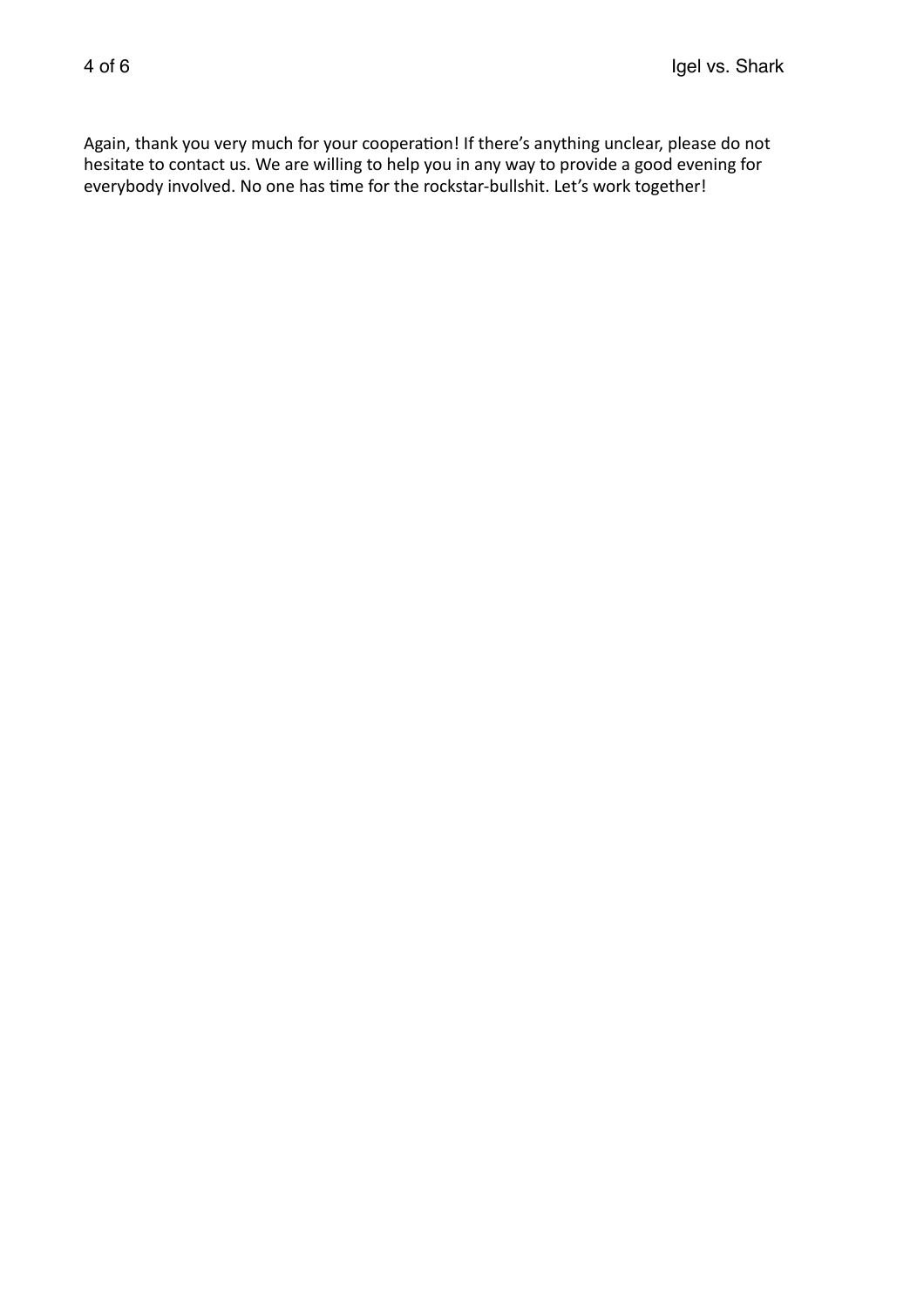Again, thank you very much for your cooperation! If there's anything unclear, please do not hesitate to contact us. We are willing to help you in any way to provide a good evening for everybody involved. No one has time for the rockstar-bullshit. Let's work together!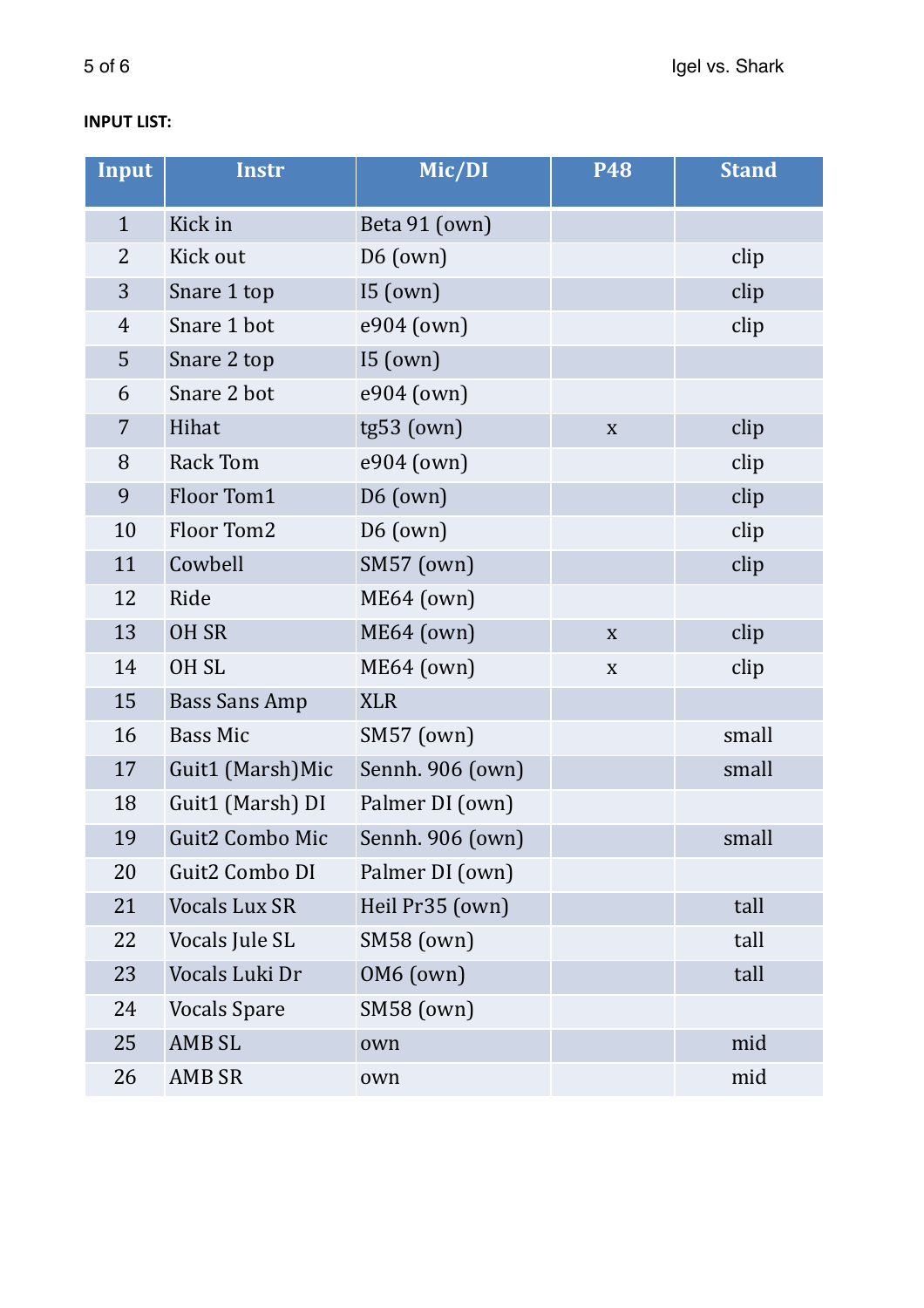**INPUT LIST:**

| Input | Instr | Mic/DI | P48 | Stand |
|---|---|---|---|---|
| 1 | Kick in | Beta 91 (own) | | |
| 2 | Kick out | D6 (own) | | clip |
| 3 | Snare 1 top | I5 (own) | | clip |
| 4 | Snare 1 bot | e904 (own) | | clip |
| 5 | Snare 2 top | I5 (own) | | |
| 6 | Snare 2 bot | e904 (own) | | |
| 7 | Hihat | tg53 (own) | x | clip |
| 8 | Rack Tom | e904 (own) | | clip |
| 9 | Floor Tom1 | D6 (own) | | clip |
| 10 | Floor Tom2 | D6 (own) | | clip |
| 11 | Cowbell | SM57 (own) | | clip |
| 12 | Ride | ME64 (own) | | |
| 13 | OH SR | ME64 (own) | x | clip |
| 14 | OH SL | ME64 (own) | x | clip |
| 15 | Bass Sans Amp | XLR | | |
| 16 | Bass Mic | SM57 (own) | | small |
| 17 | Guit1 (Marsh)Mic | Sennh. 906 (own) | | small |
| 18 | Guit1 (Marsh) DI | Palmer DI (own) | | |
| 19 | Guit2 Combo Mic | Sennh. 906 (own) | | small |
| 20 | Guit2 Combo DI | Palmer DI (own) | | |
| 21 | Vocals Lux SR | Heil Pr35 (own) | | tall |
| 22 | Vocals Jule SL | SM58 (own) | | tall |
| 23 | Vocals Luki Dr | OM6 (own) | | tall |
| 24 | Vocals Spare | SM58 (own) | | |
| 25 | AMB SL | own | | mid |
| 26 | AMB SR | own | | mid |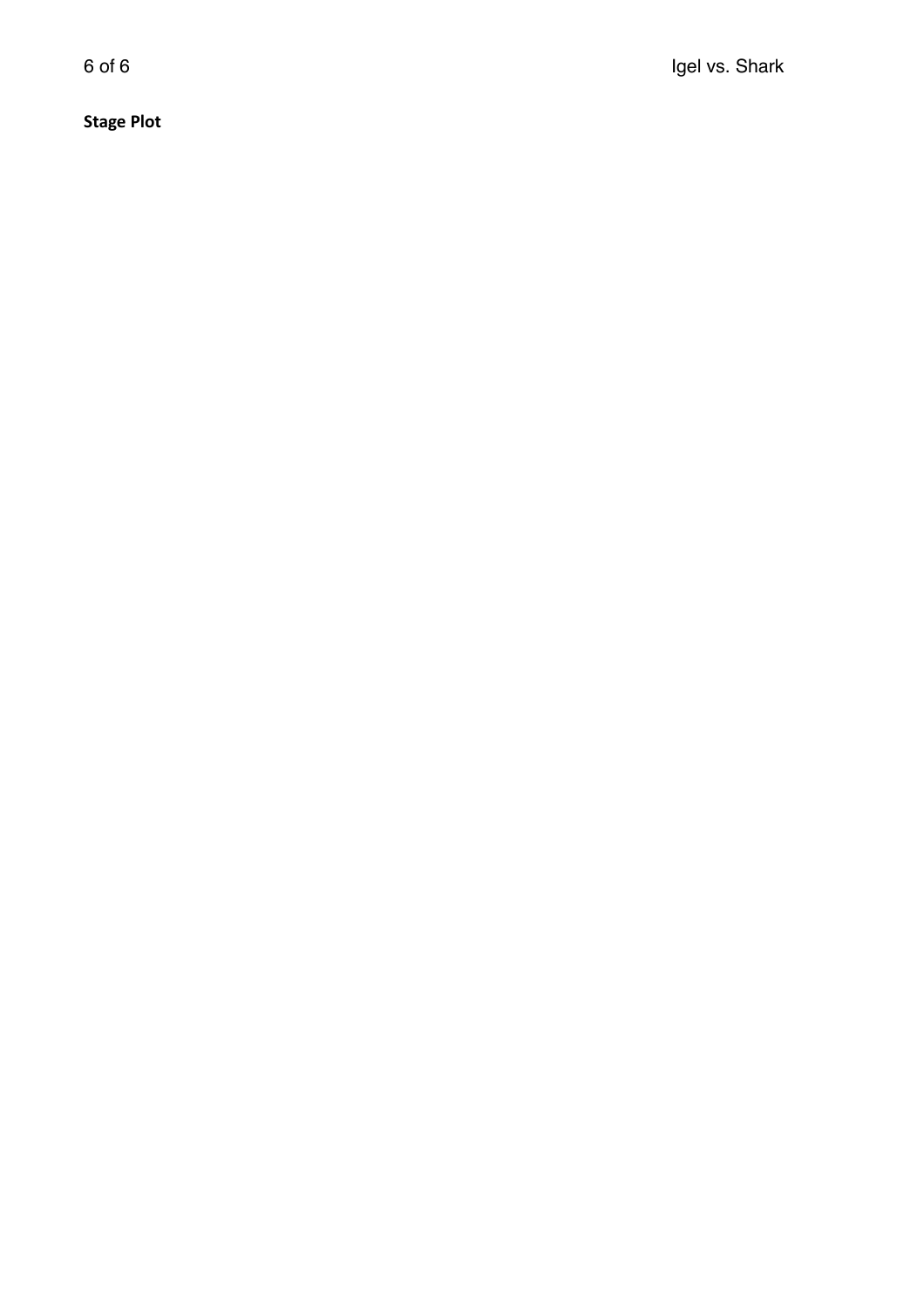**Stage Plot**